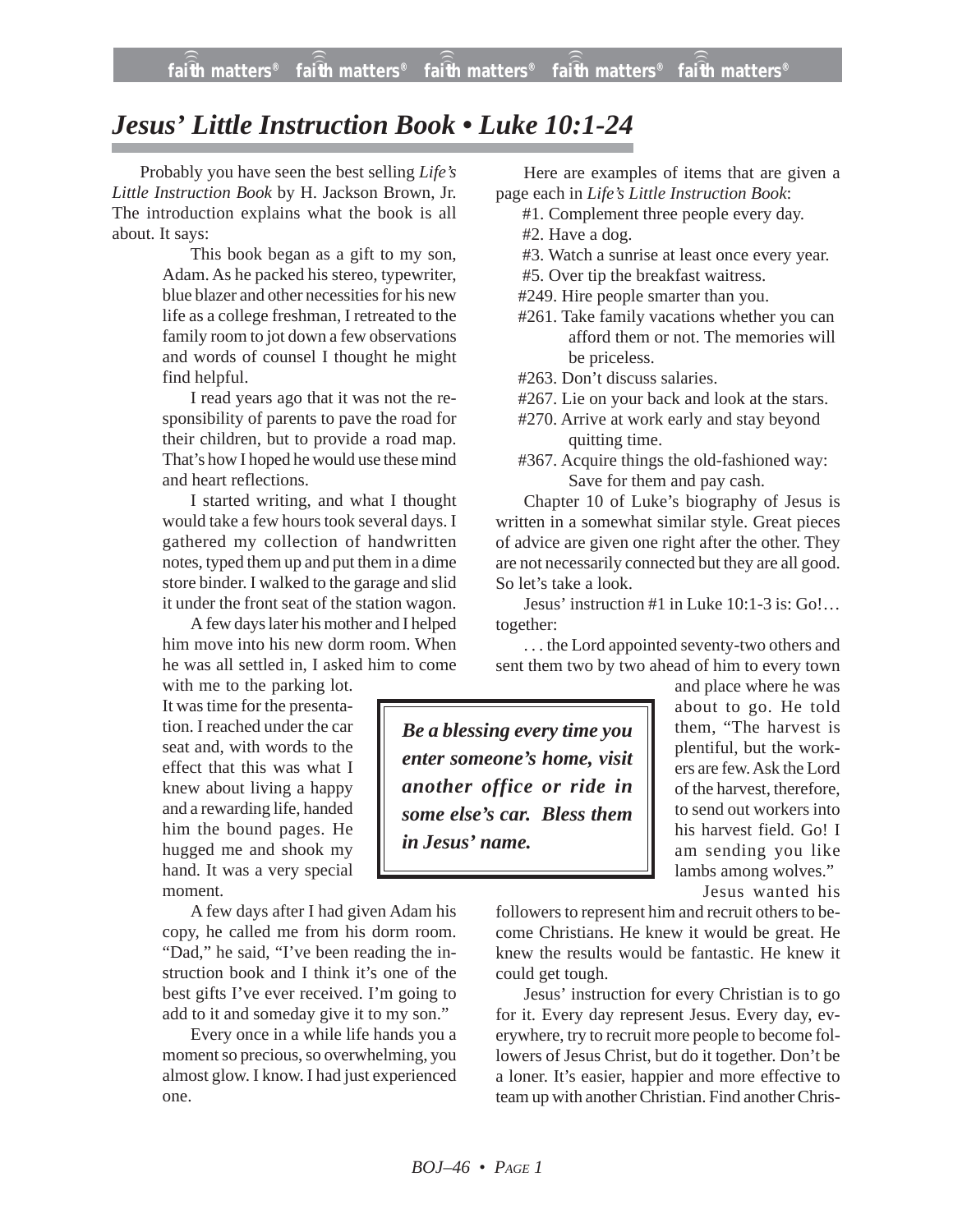# *Jesus' Little Instruction Book • Luke 10:1-24*

Probably you have seen the best selling *Life's Little Instruction Book* by H. Jackson Brown, Jr. The introduction explains what the book is all about. It says:

> This book began as a gift to my son, Adam. As he packed his stereo, typewriter, blue blazer and other necessities for his new life as a college freshman, I retreated to the family room to jot down a few observations and words of counsel I thought he might find helpful.
>
> I read years ago that it was not the responsibility of parents to pave the road for their children, but to provide a road map. That's how I hoped he would use these mind and heart reflections.
>
> I started writing, and what I thought would take a few hours took several days. I gathered my collection of handwritten notes, typed them up and put them in a dime store binder. I walked to the garage and slid it under the front seat of the station wagon.
>
> A few days later his mother and I helped him move into his new dorm room. When he was all settled in, I asked him to come with me to the parking lot. It was time for the presentation. I reached under the car seat and, with words to the effect that this was what I knew about living a happy and a rewarding life, handed him the bound pages. He hugged me and shook my hand. It was a very special moment.
>
> A few days after I had given Adam his copy, he called me from his dorm room. "Dad," he said, "I've been reading the instruction book and I think it's one of the best gifts I've ever received. I'm going to add to it and someday give it to my son."
>
> Every once in a while life hands you a moment so precious, so overwhelming, you almost glow. I know. I had just experienced one.

Here are examples of items that are given a page each in *Life's Little Instruction Book*:

- #1. Complement three people every day.
- #2. Have a dog.
- #3. Watch a sunrise at least once every year.
- #5. Over tip the breakfast waitress.
- #249. Hire people smarter than you.
- #261. Take family vacations whether you can afford them or not. The memories will be priceless.
- #263. Don't discuss salaries.
- #267. Lie on your back and look at the stars.
- #270. Arrive at work early and stay beyond quitting time.
- #367. Acquire things the old-fashioned way: Save for them and pay cash.

Chapter 10 of Luke's biography of Jesus is written in a somewhat similar style. Great pieces of advice are given one right after the other. They are not necessarily connected but they are all good. So let's take a look.

Jesus' instruction #1 in Luke 10:1-3 is: Go!… together:

. . . the Lord appointed seventy-two others and sent them two by two ahead of him to every town and place where he was about to go. He told them, "The harvest is plentiful, but the workers are few. Ask the Lord of the harvest, therefore, to send out workers into his harvest field. Go! I am sending you like lambs among wolves."

> ***Be a blessing every time you enter someone's home, visit another office or ride in some else's car. Bless them in Jesus' name.***

Jesus wanted his followers to represent him and recruit others to become Christians. He knew it would be great. He knew the results would be fantastic. He knew it could get tough.

Jesus' instruction for every Christian is to go for it. Every day represent Jesus. Every day, everywhere, try to recruit more people to become followers of Jesus Christ, but do it together. Don't be a loner. It's easier, happier and more effective to team up with another Christian. Find another Chris-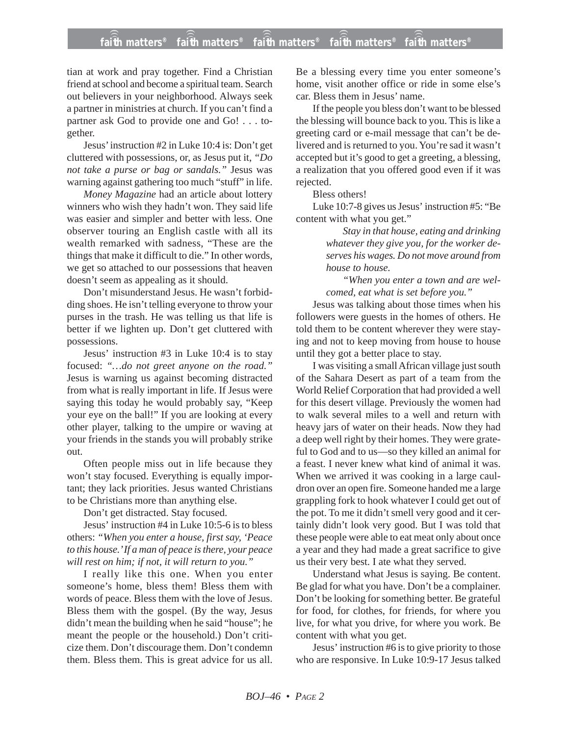tian at work and pray together. Find a Christian friend at school and become a spiritual team. Search out believers in your neighborhood. Always seek a partner in ministries at church. If you can't find a partner ask God to provide one and Go! . . . together.

Jesus' instruction #2 in Luke 10:4 is: Don't get cluttered with possessions, or, as Jesus put it, *"Do not take a purse or bag or sandals."* Jesus was warning against gathering too much "stuff" in life.

*Money Magazine* had an article about lottery winners who wish they hadn't won. They said life was easier and simpler and better with less. One observer touring an English castle with all its wealth remarked with sadness, "These are the things that make it difficult to die." In other words, we get so attached to our possessions that heaven doesn't seem as appealing as it should.

Don't misunderstand Jesus. He wasn't forbidding shoes. He isn't telling everyone to throw your purses in the trash. He was telling us that life is better if we lighten up. Don't get cluttered with possessions.

Jesus' instruction #3 in Luke 10:4 is to stay focused: *"…do not greet anyone on the road."* Jesus is warning us against becoming distracted from what is really important in life. If Jesus were saying this today he would probably say, "Keep your eye on the ball!" If you are looking at every other player, talking to the umpire or waving at your friends in the stands you will probably strike out.

Often people miss out in life because they won't stay focused. Everything is equally important; they lack priorities. Jesus wanted Christians to be Christians more than anything else.

Don't get distracted. Stay focused.

Jesus' instruction #4 in Luke 10:5-6 is to bless others: *"When you enter a house, first say, 'Peace to this house.' If a man of peace is there, your peace will rest on him; if not, it will return to you."*

I really like this one. When you enter someone's home, bless them! Bless them with words of peace. Bless them with the love of Jesus. Bless them with the gospel. (By the way, Jesus didn't mean the building when he said "house"; he meant the people or the household.) Don't criticize them. Don't discourage them. Don't condemn them. Bless them. This is great advice for us all. Be a blessing every time you enter someone's home, visit another office or ride in some else's car. Bless them in Jesus' name.

If the people you bless don't want to be blessed the blessing will bounce back to you. This is like a greeting card or e-mail message that can't be delivered and is returned to you. You're sad it wasn't accepted but it's good to get a greeting, a blessing, a realization that you offered good even if it was rejected.

Bless others!

Luke 10:7-8 gives us Jesus' instruction #5: "Be content with what you get."

> *Stay in that house, eating and drinking whatever they give you, for the worker deserves his wages. Do not move around from house to house.*
>
> *"When you enter a town and are welcomed, eat what is set before you."*

Jesus was talking about those times when his followers were guests in the homes of others. He told them to be content wherever they were staying and not to keep moving from house to house until they got a better place to stay.

I was visiting a small African village just south of the Sahara Desert as part of a team from the World Relief Corporation that had provided a well for this desert village. Previously the women had to walk several miles to a well and return with heavy jars of water on their heads. Now they had a deep well right by their homes. They were grateful to God and to us—so they killed an animal for a feast. I never knew what kind of animal it was. When we arrived it was cooking in a large cauldron over an open fire. Someone handed me a large grappling fork to hook whatever I could get out of the pot. To me it didn't smell very good and it certainly didn't look very good. But I was told that these people were able to eat meat only about once a year and they had made a great sacrifice to give us their very best. I ate what they served.

Understand what Jesus is saying. Be content. Be glad for what you have. Don't be a complainer. Don't be looking for something better. Be grateful for food, for clothes, for friends, for where you live, for what you drive, for where you work. Be content with what you get.

Jesus' instruction #6 is to give priority to those who are responsive. In Luke 10:9-17 Jesus talked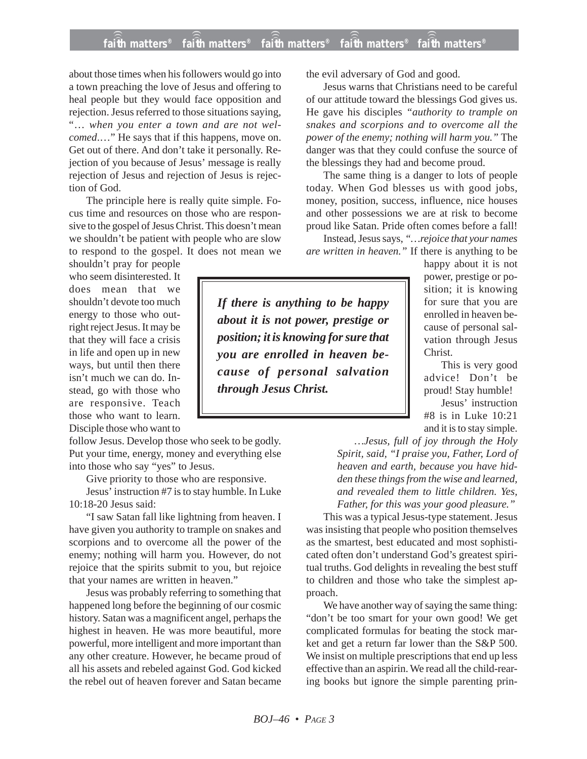about those times when his followers would go into a town preaching the love of Jesus and offering to heal people but they would face opposition and rejection. Jesus referred to those situations saying, "*… when you enter a town and are not welcomed.…*" He says that if this happens, move on. Get out of there. And don't take it personally. Rejection of you because of Jesus' message is really rejection of Jesus and rejection of Jesus is rejection of God.

The principle here is really quite simple. Focus time and resources on those who are responsive to the gospel of Jesus Christ. This doesn't mean we shouldn't be patient with people who are slow to respond to the gospel. It does not mean we shouldn't pray for people who seem disinterested. It does mean that we shouldn't devote too much energy to those who outright reject Jesus. It may be that they will face a crisis in life and open up in new ways, but until then there isn't much we can do. Instead, go with those who are responsive. Teach those who want to learn. Disciple those who want to follow Jesus. Develop those who seek to be godly. Put your time, energy, money and everything else into those who say "yes" to Jesus.

Give priority to those who are responsive.

Jesus' instruction #7 is to stay humble. In Luke 10:18-20 Jesus said:

"I saw Satan fall like lightning from heaven. I have given you authority to trample on snakes and scorpions and to overcome all the power of the enemy; nothing will harm you. However, do not rejoice that the spirits submit to you, but rejoice that your names are written in heaven."

Jesus was probably referring to something that happened long before the beginning of our cosmic history. Satan was a magnificent angel, perhaps the highest in heaven. He was more beautiful, more powerful, more intelligent and more important than any other creature. However, he became proud of all his assets and rebeled against God. God kicked the rebel out of heaven forever and Satan became the evil adversary of God and good.

Jesus warns that Christians need to be careful of our attitude toward the blessings God gives us. He gave his disciples *"authority to trample on snakes and scorpions and to overcome all the power of the enemy; nothing will harm you."* The danger was that they could confuse the source of the blessings they had and become proud.

The same thing is a danger to lots of people today. When God blesses us with good jobs, money, position, success, influence, nice houses and other possessions we are at risk to become proud like Satan. Pride often comes before a fall!

Instead, Jesus says, "*…rejoice that your names are written in heaven."* If there is anything to be happy about it is not power, prestige or position; it is knowing for sure that you are enrolled in heaven because of personal salvation through Jesus Christ.

> ***If there is anything to be happy about it is not power, prestige or position; it is knowing for sure that you are enrolled in heaven because of personal salvation through Jesus Christ.***

This is very good advice! Don't be proud! Stay humble!

Jesus' instruction #8 is in Luke 10:21 and it is to stay simple.

> *…Jesus, full of joy through the Holy Spirit, said, "I praise you, Father, Lord of heaven and earth, because you have hidden these things from the wise and learned, and revealed them to little children. Yes, Father, for this was your good pleasure."*

This was a typical Jesus-type statement. Jesus was insisting that people who position themselves as the smartest, best educated and most sophisticated often don't understand God's greatest spiritual truths. God delights in revealing the best stuff to children and those who take the simplest approach.

We have another way of saying the same thing: "don't be too smart for your own good! We get complicated formulas for beating the stock market and get a return far lower than the S&P 500. We insist on multiple prescriptions that end up less effective than an aspirin. We read all the child-rearing books but ignore the simple parenting prin-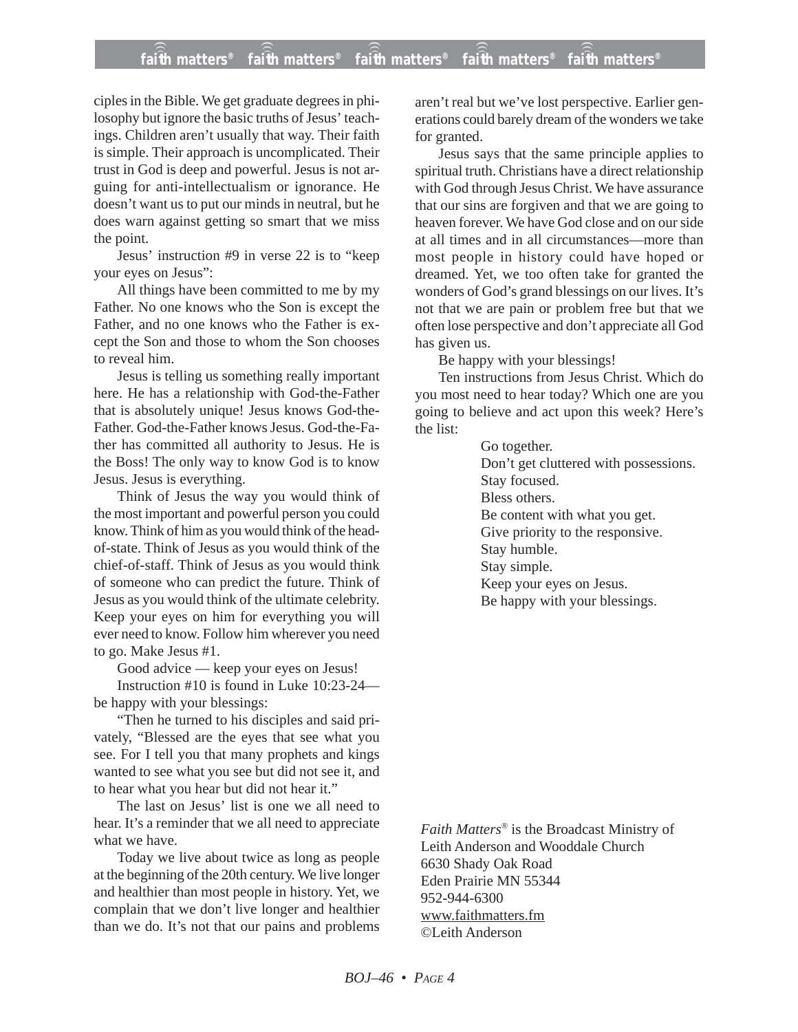ciples in the Bible. We get graduate degrees in philosophy but ignore the basic truths of Jesus' teachings. Children aren't usually that way. Their faith is simple. Their approach is uncomplicated. Their trust in God is deep and powerful. Jesus is not arguing for anti-intellectualism or ignorance. He doesn't want us to put our minds in neutral, but he does warn against getting so smart that we miss the point.

Jesus' instruction #9 in verse 22 is to "keep your eyes on Jesus":

All things have been committed to me by my Father. No one knows who the Son is except the Father, and no one knows who the Father is except the Son and those to whom the Son chooses to reveal him.

Jesus is telling us something really important here. He has a relationship with God-the-Father that is absolutely unique! Jesus knows God-the-Father. God-the-Father knows Jesus. God-the-Father has committed all authority to Jesus. He is the Boss! The only way to know God is to know Jesus. Jesus is everything.

Think of Jesus the way you would think of the most important and powerful person you could know. Think of him as you would think of the head-of-state. Think of Jesus as you would think of the chief-of-staff. Think of Jesus as you would think of someone who can predict the future. Think of Jesus as you would think of the ultimate celebrity. Keep your eyes on him for everything you will ever need to know. Follow him wherever you need to go. Make Jesus #1.

Good advice — keep your eyes on Jesus!

Instruction #10 is found in Luke 10:23-24— be happy with your blessings:

"Then he turned to his disciples and said privately, "Blessed are the eyes that see what you see. For I tell you that many prophets and kings wanted to see what you see but did not see it, and to hear what you hear but did not hear it."

The last on Jesus' list is one we all need to hear. It's a reminder that we all need to appreciate what we have.

Today we live about twice as long as people at the beginning of the 20th century. We live longer and healthier than most people in history. Yet, we complain that we don't live longer and healthier than we do. It's not that our pains and problems aren't real but we've lost perspective. Earlier generations could barely dream of the wonders we take for granted.

Jesus says that the same principle applies to spiritual truth. Christians have a direct relationship with God through Jesus Christ. We have assurance that our sins are forgiven and that we are going to heaven forever. We have God close and on our side at all times and in all circumstances—more than most people in history could have hoped or dreamed. Yet, we too often take for granted the wonders of God's grand blessings on our lives. It's not that we are pain or problem free but that we often lose perspective and don't appreciate all God has given us.

Be happy with your blessings!

Ten instructions from Jesus Christ. Which do you most need to hear today? Which one are you going to believe and act upon this week? Here's the list:

Go together.
Don't get cluttered with possessions.
Stay focused.
Bless others.
Be content with what you get.
Give priority to the responsive.
Stay humble.
Stay simple.
Keep your eyes on Jesus.
Be happy with your blessings.

*Faith Matters®* is the Broadcast Ministry of
Leith Anderson and Wooddale Church
6630 Shady Oak Road
Eden Prairie MN 55344
952-944-6300
www.faithmatters.fm
©Leith Anderson